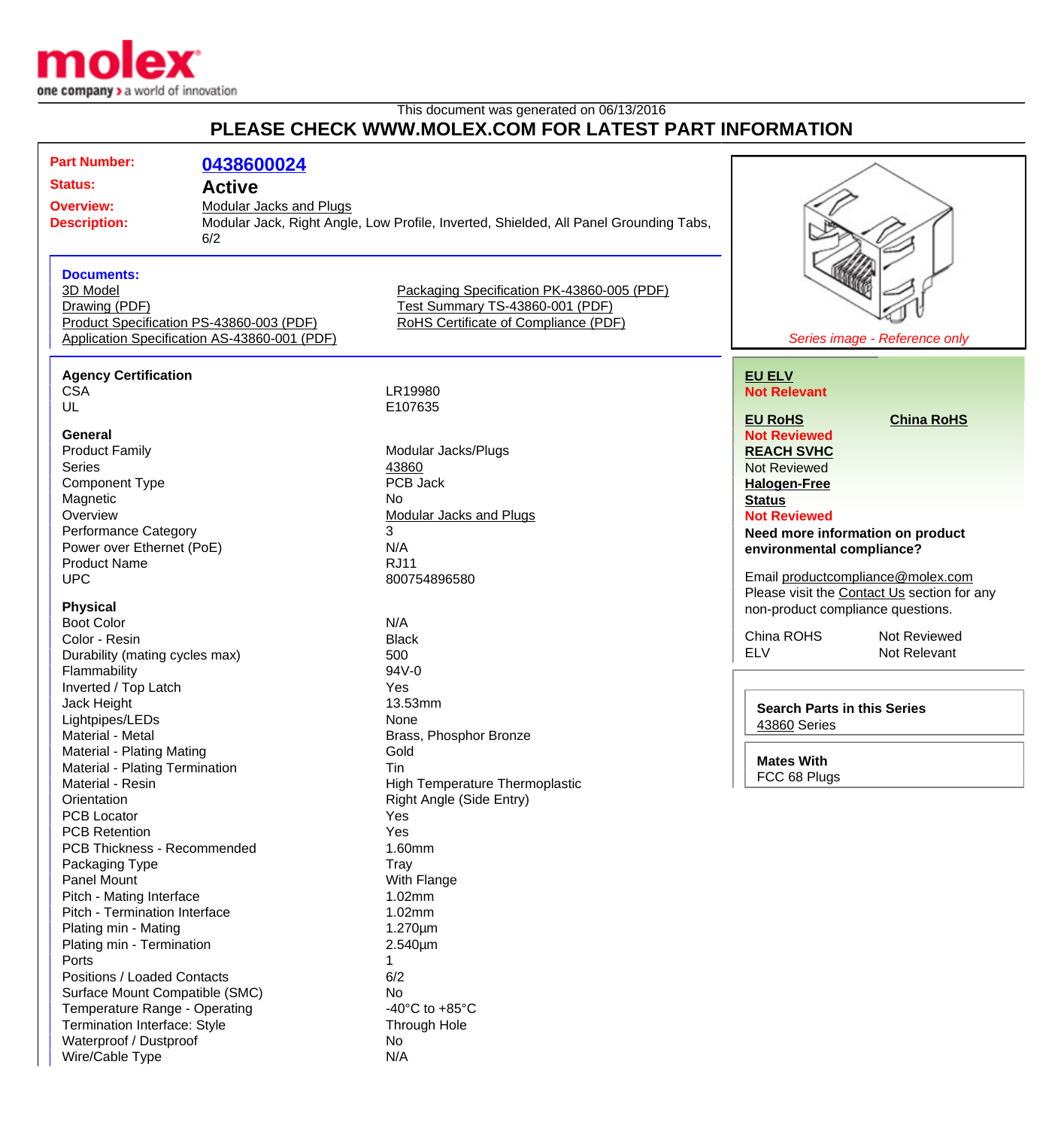This document was generated on 06/13/2016

# PLEASE CHECK WWW.MOLEX.COM FOR LATEST PART INFORMATION

**Part Number:** 0438600024

**Status:** Active

**Overview:** Modular Jacks and Plugs

**Description:** Modular Jack, Right Angle, Low Profile, Inverted, Shielded, All Panel Grounding Tabs, 6/2

*Series image - Reference only*

**Documents:**

- 3D Model
- Drawing (PDF)
- Product Specification PS-43860-003 (PDF)
- Application Specification AS-43860-001 (PDF)
- Packaging Specification PK-43860-005 (PDF)
- Test Summary TS-43860-001 (PDF)
- RoHS Certificate of Compliance (PDF)

**Agency Certification**

| | |
|---|---|
| CSA | LR19980 |
| UL | E107635 |

**General**

| | |
|---|---|
| Product Family | Modular Jacks/Plugs |
| Series | 43860 |
| Component Type | PCB Jack |
| Magnetic | No |
| Overview | Modular Jacks and Plugs |
| Performance Category | 3 |
| Power over Ethernet (PoE) | N/A |
| Product Name | RJ11 |
| UPC | 800754896580 |

**Physical**

| | |
|---|---|
| Boot Color | N/A |
| Color - Resin | Black |
| Durability (mating cycles max) | 500 |
| Flammability | 94V-0 |
| Inverted / Top Latch | Yes |
| Jack Height | 13.53mm |
| Lightpipes/LEDs | None |
| Material - Metal | Brass, Phosphor Bronze |
| Material - Plating Mating | Gold |
| Material - Plating Termination | Tin |
| Material - Resin | High Temperature Thermoplastic |
| Orientation | Right Angle (Side Entry) |
| PCB Locator | Yes |
| PCB Retention | Yes |
| PCB Thickness - Recommended | 1.60mm |
| Packaging Type | Tray |
| Panel Mount | With Flange |
| Pitch - Mating Interface | 1.02mm |
| Pitch - Termination Interface | 1.02mm |
| Plating min - Mating | 1.270µm |
| Plating min - Termination | 2.540µm |
| Ports | 1 |
| Positions / Loaded Contacts | 6/2 |
| Surface Mount Compatible (SMC) | No |
| Temperature Range - Operating | -40°C to +85°C |
| Termination Interface: Style | Through Hole |
| Waterproof / Dustproof | No |
| Wire/Cable Type | N/A |

**EU ELV**
Not Relevant

**EU RoHS** **China RoHS**
Not Reviewed

**REACH SVHC**
Not Reviewed

**Halogen-Free Status**
Not Reviewed

**Need more information on product environmental compliance?**

Email productcompliance@molex.com
Please visit the Contact Us section for any non-product compliance questions.

| | |
|---|---|
| China ROHS | Not Reviewed |
| ELV | Not Relevant |

**Search Parts in this Series**
43860 Series

**Mates With**
FCC 68 Plugs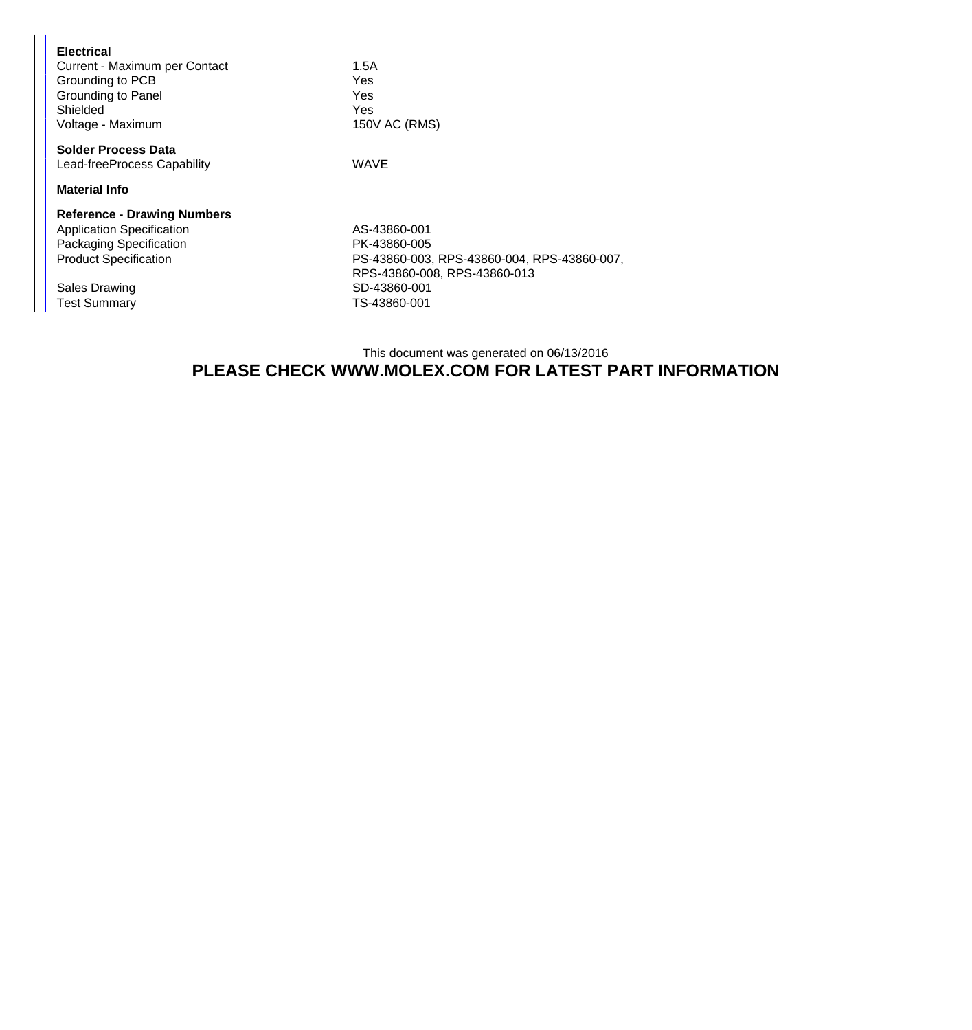**Electrical**

| | |
|---|---|
| Current - Maximum per Contact | 1.5A |
| Grounding to PCB | Yes |
| Grounding to Panel | Yes |
| Shielded | Yes |
| Voltage - Maximum | 150V AC (RMS) |

**Solder Process Data**

| | |
|---|---|
| Lead-freeProcess Capability | WAVE |

**Material Info**

**Reference - Drawing Numbers**

| | |
|---|---|
| Application Specification | AS-43860-001 |
| Packaging Specification | PK-43860-005 |
| Product Specification | PS-43860-003, RPS-43860-004, RPS-43860-007, RPS-43860-008, RPS-43860-013 |
| Sales Drawing | SD-43860-001 |
| Test Summary | TS-43860-001 |

This document was generated on 06/13/2016

**PLEASE CHECK WWW.MOLEX.COM FOR LATEST PART INFORMATION**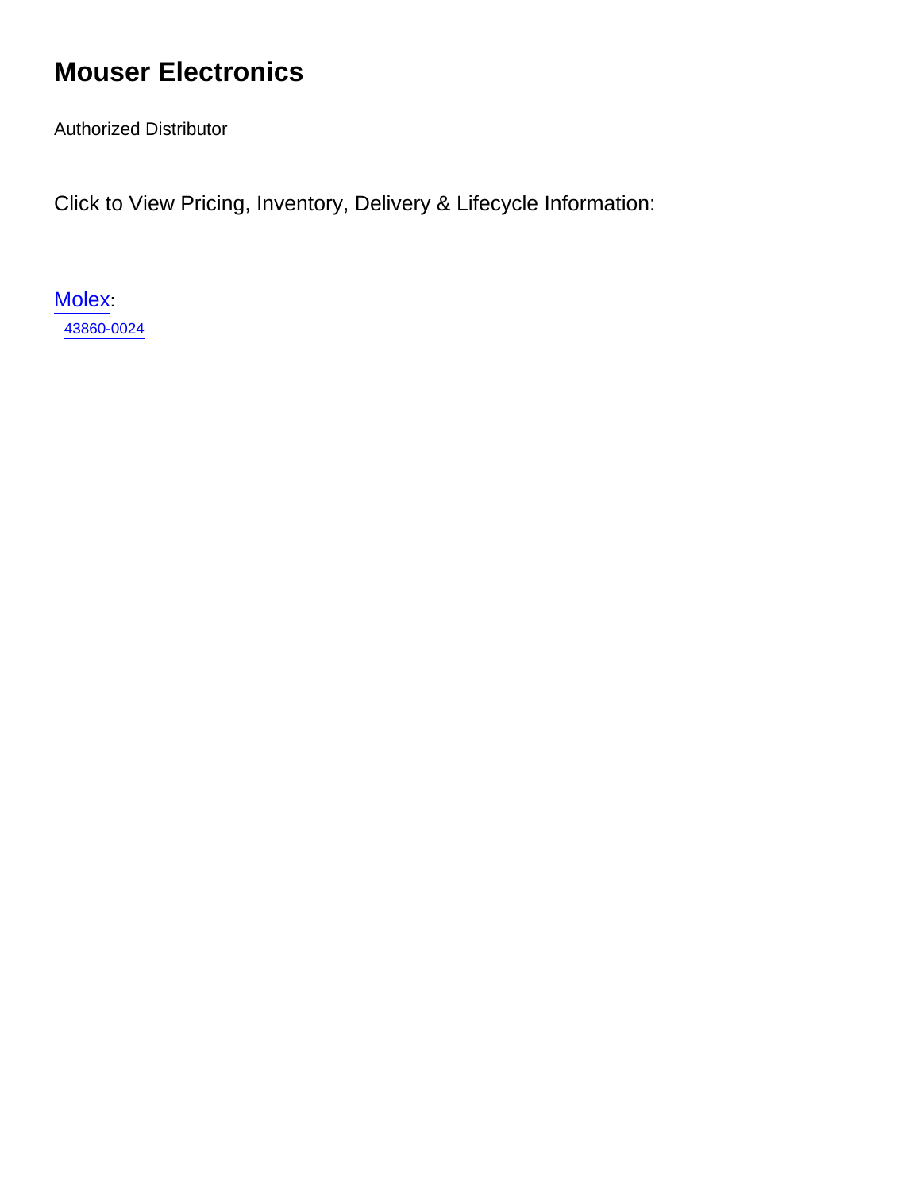# Mouser Electronics

Authorized Distributor

Click to View Pricing, Inventory, Delivery & Lifecycle Information:

Molex:

43860-0024